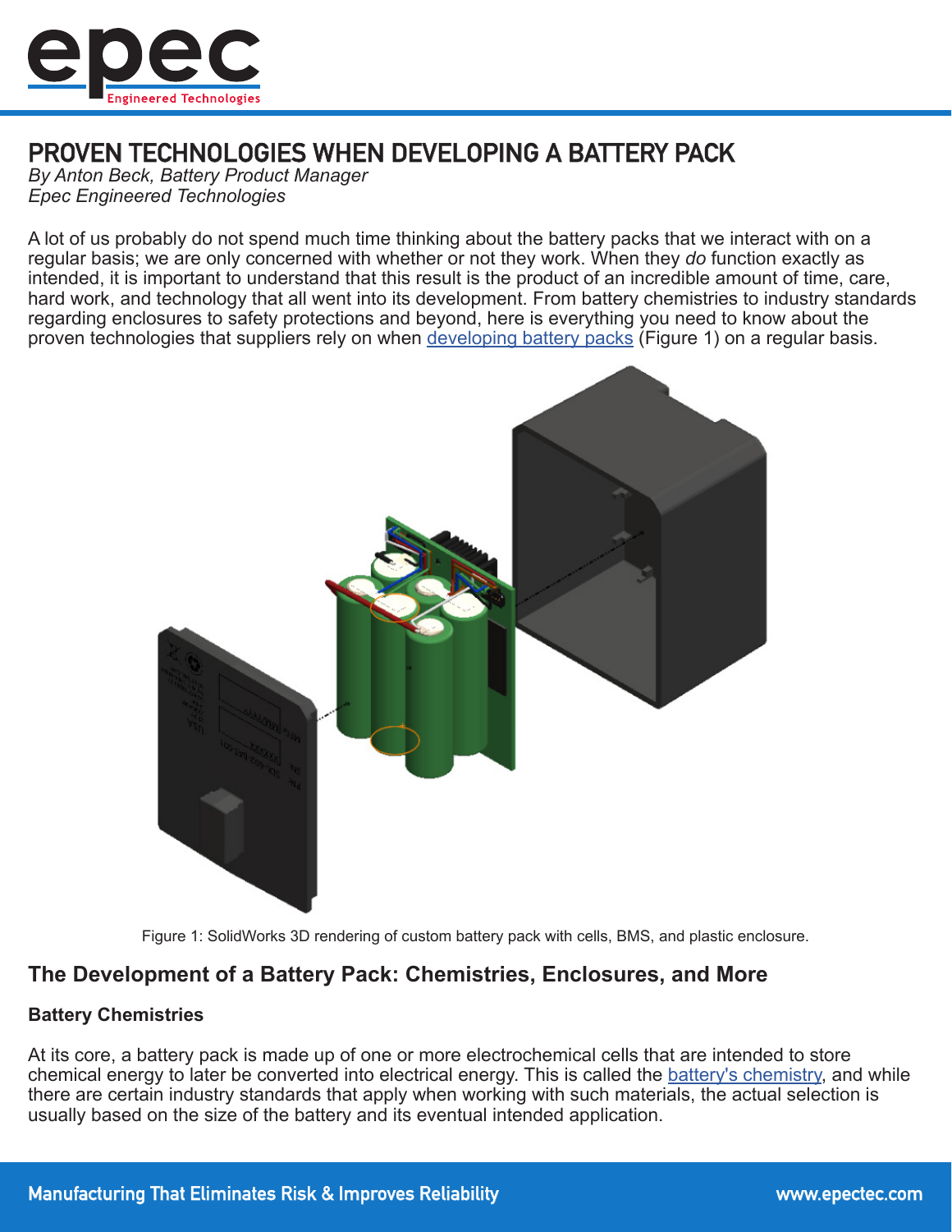# PROVEN TECHNOLOGIES WHEN DEVELOPING A BATTERY PACK

*By Anton Beck, Battery Product Manager*
*Epec Engineered Technologies*

A lot of us probably do not spend much time thinking about the battery packs that we interact with on a regular basis; we are only concerned with whether or not they work. When they *do* function exactly as intended, it is important to understand that this result is the product of an incredible amount of time, care, hard work, and technology that all went into its development. From battery chemistries to industry standards regarding enclosures to safety protections and beyond, here is everything you need to know about the proven technologies that suppliers rely on when developing battery packs (Figure 1) on a regular basis.

Figure 1: SolidWorks 3D rendering of custom battery pack with cells, BMS, and plastic enclosure.

## The Development of a Battery Pack: Chemistries, Enclosures, and More

### Battery Chemistries

At its core, a battery pack is made up of one or more electrochemical cells that are intended to store chemical energy to later be converted into electrical energy. This is called the battery's chemistry, and while there are certain industry standards that apply when working with such materials, the actual selection is usually based on the size of the battery and its eventual intended application.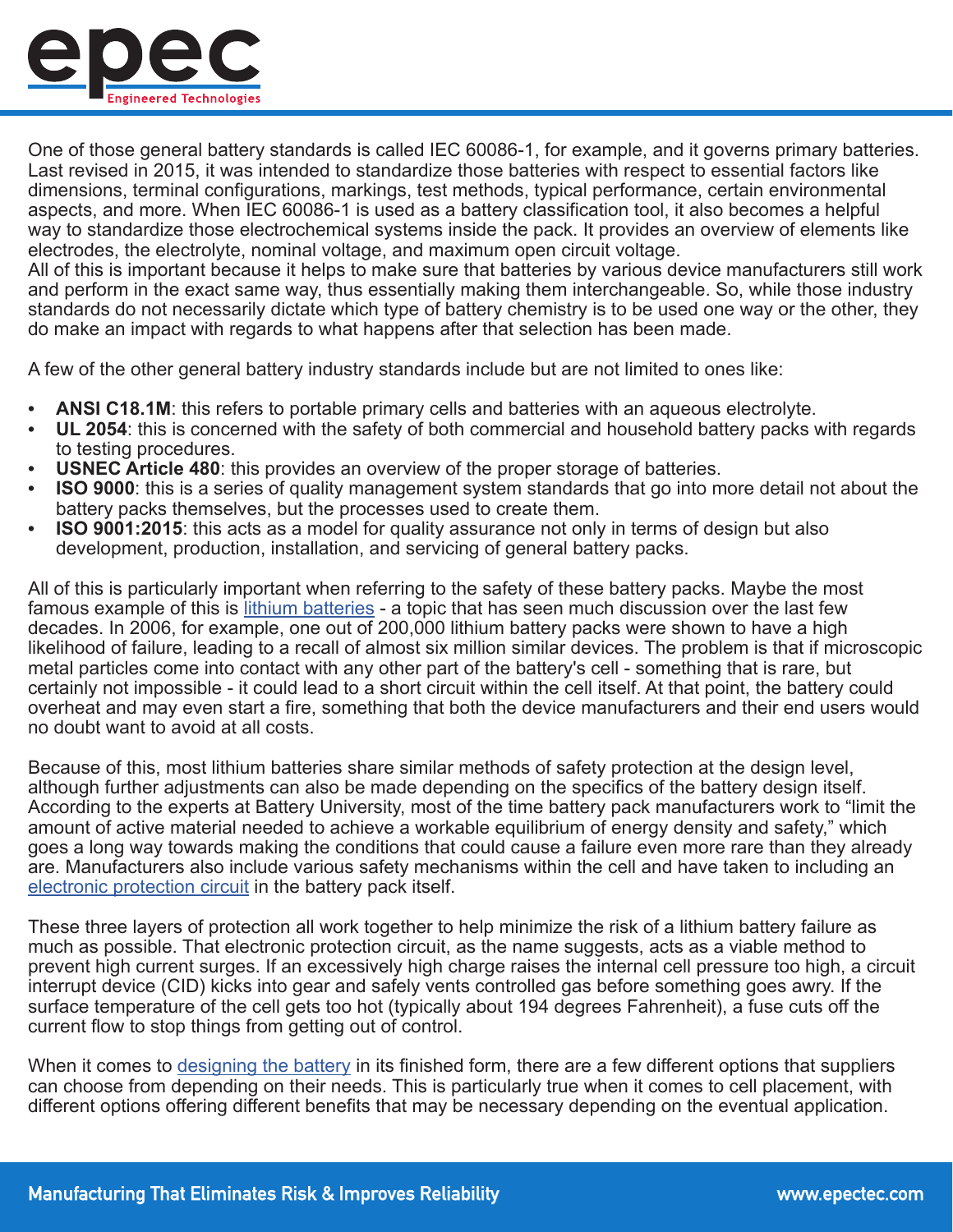One of those general battery standards is called IEC 60086-1, for example, and it governs primary batteries. Last revised in 2015, it was intended to standardize those batteries with respect to essential factors like dimensions, terminal configurations, markings, test methods, typical performance, certain environmental aspects, and more. When IEC 60086-1 is used as a battery classification tool, it also becomes a helpful way to standardize those electrochemical systems inside the pack. It provides an overview of elements like electrodes, the electrolyte, nominal voltage, and maximum open circuit voltage.
All of this is important because it helps to make sure that batteries by various device manufacturers still work and perform in the exact same way, thus essentially making them interchangeable. So, while those industry standards do not necessarily dictate which type of battery chemistry is to be used one way or the other, they do make an impact with regards to what happens after that selection has been made.

A few of the other general battery industry standards include but are not limited to ones like:

- **ANSI C18.1M**: this refers to portable primary cells and batteries with an aqueous electrolyte.
- **UL 2054**: this is concerned with the safety of both commercial and household battery packs with regards to testing procedures.
- **USNEC Article 480**: this provides an overview of the proper storage of batteries.
- **ISO 9000**: this is a series of quality management system standards that go into more detail not about the battery packs themselves, but the processes used to create them.
- **ISO 9001:2015**: this acts as a model for quality assurance not only in terms of design but also development, production, installation, and servicing of general battery packs.

All of this is particularly important when referring to the safety of these battery packs. Maybe the most famous example of this is lithium batteries - a topic that has seen much discussion over the last few decades. In 2006, for example, one out of 200,000 lithium battery packs were shown to have a high likelihood of failure, leading to a recall of almost six million similar devices. The problem is that if microscopic metal particles come into contact with any other part of the battery's cell - something that is rare, but certainly not impossible - it could lead to a short circuit within the cell itself. At that point, the battery could overheat and may even start a fire, something that both the device manufacturers and their end users would no doubt want to avoid at all costs.

Because of this, most lithium batteries share similar methods of safety protection at the design level, although further adjustments can also be made depending on the specifics of the battery design itself. According to the experts at Battery University, most of the time battery pack manufacturers work to "limit the amount of active material needed to achieve a workable equilibrium of energy density and safety," which goes a long way towards making the conditions that could cause a failure even more rare than they already are. Manufacturers also include various safety mechanisms within the cell and have taken to including an electronic protection circuit in the battery pack itself.

These three layers of protection all work together to help minimize the risk of a lithium battery failure as much as possible. That electronic protection circuit, as the name suggests, acts as a viable method to prevent high current surges. If an excessively high charge raises the internal cell pressure too high, a circuit interrupt device (CID) kicks into gear and safely vents controlled gas before something goes awry. If the surface temperature of the cell gets too hot (typically about 194 degrees Fahrenheit), a fuse cuts off the current flow to stop things from getting out of control.

When it comes to designing the battery in its finished form, there are a few different options that suppliers can choose from depending on their needs. This is particularly true when it comes to cell placement, with different options offering different benefits that may be necessary depending on the eventual application.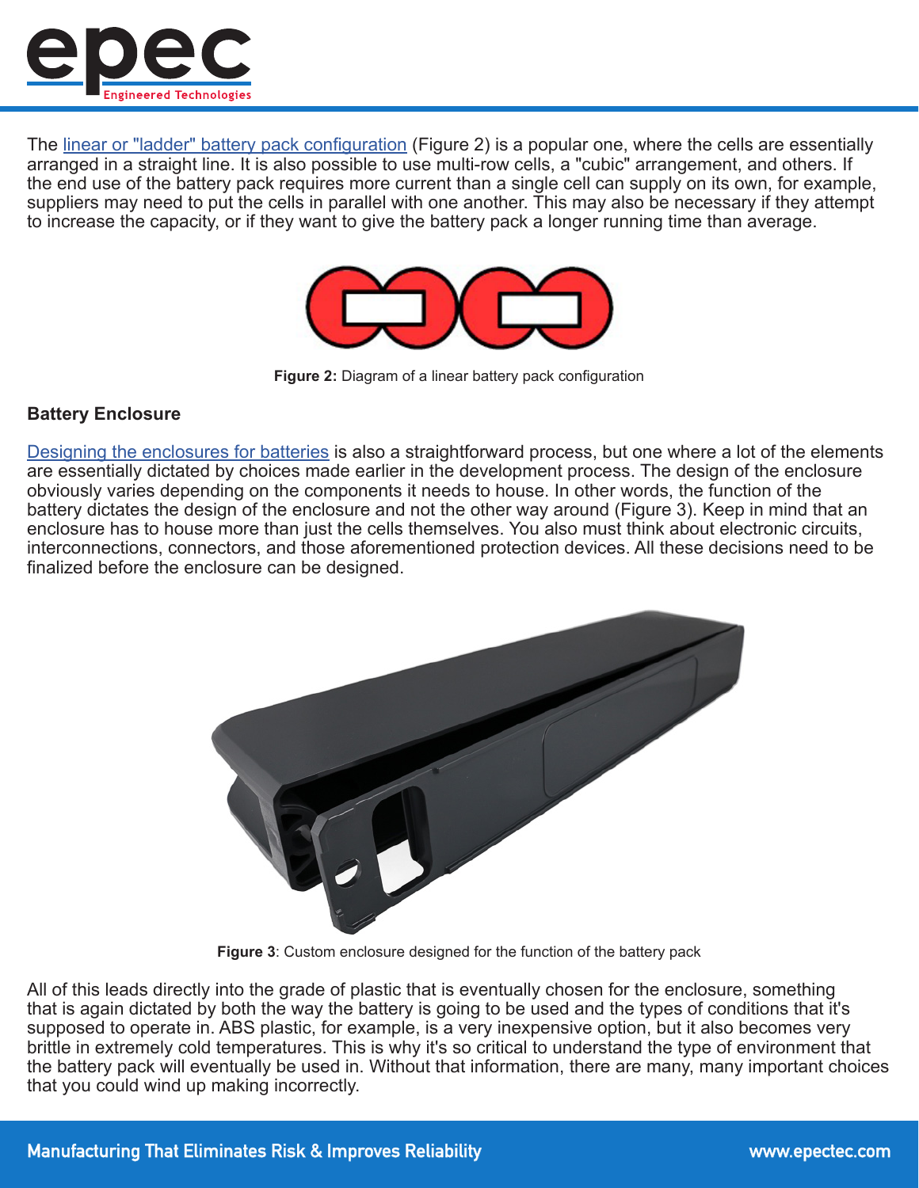The linear or "ladder" battery pack configuration (Figure 2) is a popular one, where the cells are essentially arranged in a straight line. It is also possible to use multi-row cells, a "cubic" arrangement, and others. If the end use of the battery pack requires more current than a single cell can supply on its own, for example, suppliers may need to put the cells in parallel with one another. This may also be necessary if they attempt to increase the capacity, or if they want to give the battery pack a longer running time than average.

**Figure 2:** Diagram of a linear battery pack configuration

### Battery Enclosure

Designing the enclosures for batteries is also a straightforward process, but one where a lot of the elements are essentially dictated by choices made earlier in the development process. The design of the enclosure obviously varies depending on the components it needs to house. In other words, the function of the battery dictates the design of the enclosure and not the other way around (Figure 3). Keep in mind that an enclosure has to house more than just the cells themselves. You also must think about electronic circuits, interconnections, connectors, and those aforementioned protection devices. All these decisions need to be finalized before the enclosure can be designed.

**Figure 3**: Custom enclosure designed for the function of the battery pack

All of this leads directly into the grade of plastic that is eventually chosen for the enclosure, something that is again dictated by both the way the battery is going to be used and the types of conditions that it's supposed to operate in. ABS plastic, for example, is a very inexpensive option, but it also becomes very brittle in extremely cold temperatures. This is why it's so critical to understand the type of environment that the battery pack will eventually be used in. Without that information, there are many, many important choices that you could wind up making incorrectly.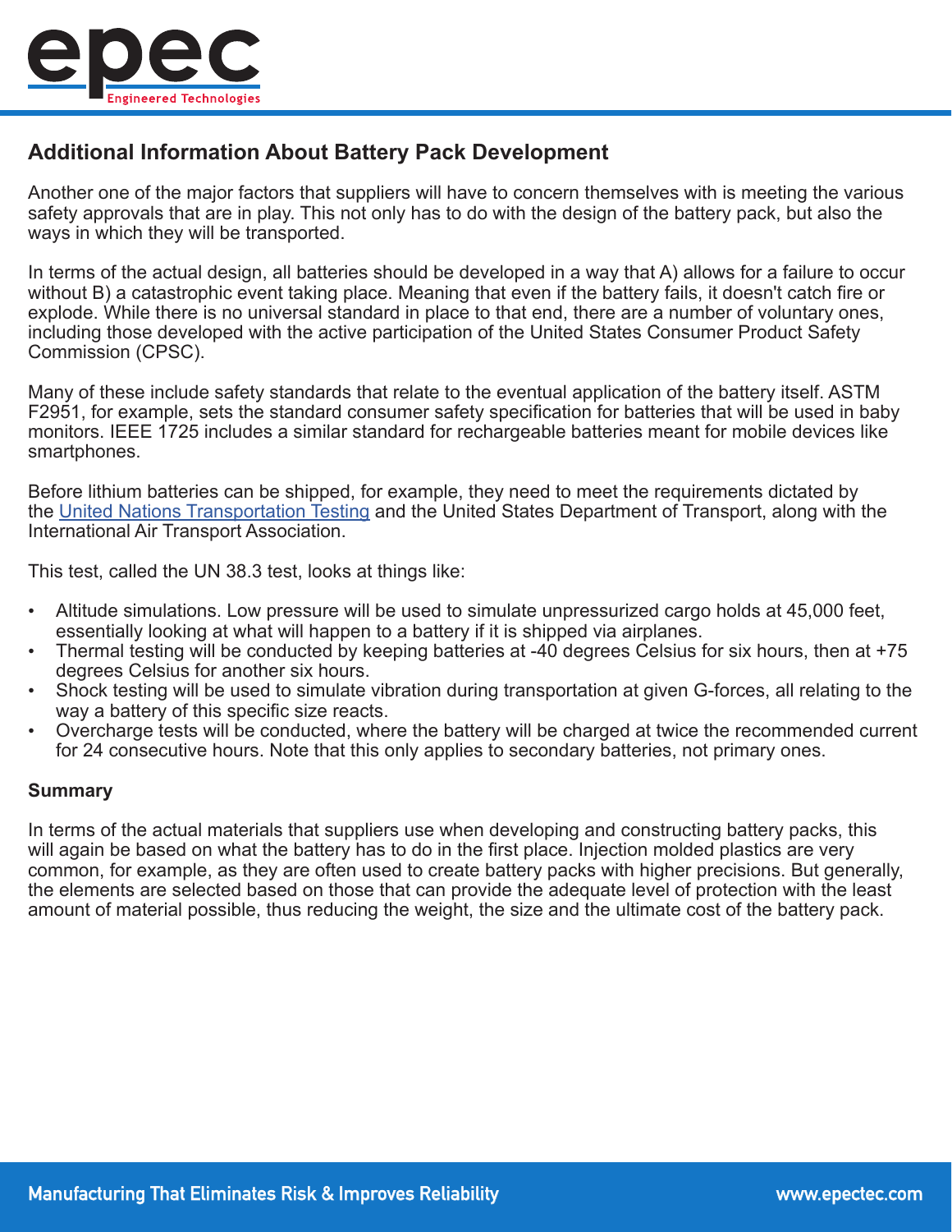## Additional Information About Battery Pack Development

Another one of the major factors that suppliers will have to concern themselves with is meeting the various safety approvals that are in play. This not only has to do with the design of the battery pack, but also the ways in which they will be transported.

In terms of the actual design, all batteries should be developed in a way that A) allows for a failure to occur without B) a catastrophic event taking place. Meaning that even if the battery fails, it doesn't catch fire or explode. While there is no universal standard in place to that end, there are a number of voluntary ones, including those developed with the active participation of the United States Consumer Product Safety Commission (CPSC).

Many of these include safety standards that relate to the eventual application of the battery itself. ASTM F2951, for example, sets the standard consumer safety specification for batteries that will be used in baby monitors. IEEE 1725 includes a similar standard for rechargeable batteries meant for mobile devices like smartphones.

Before lithium batteries can be shipped, for example, they need to meet the requirements dictated by the United Nations Transportation Testing and the United States Department of Transport, along with the International Air Transport Association.

This test, called the UN 38.3 test, looks at things like:

- Altitude simulations. Low pressure will be used to simulate unpressurized cargo holds at 45,000 feet, essentially looking at what will happen to a battery if it is shipped via airplanes.
- Thermal testing will be conducted by keeping batteries at -40 degrees Celsius for six hours, then at +75 degrees Celsius for another six hours.
- Shock testing will be used to simulate vibration during transportation at given G-forces, all relating to the way a battery of this specific size reacts.
- Overcharge tests will be conducted, where the battery will be charged at twice the recommended current for 24 consecutive hours. Note that this only applies to secondary batteries, not primary ones.

### Summary

In terms of the actual materials that suppliers use when developing and constructing battery packs, this will again be based on what the battery has to do in the first place. Injection molded plastics are very common, for example, as they are often used to create battery packs with higher precisions. But generally, the elements are selected based on those that can provide the adequate level of protection with the least amount of material possible, thus reducing the weight, the size and the ultimate cost of the battery pack.